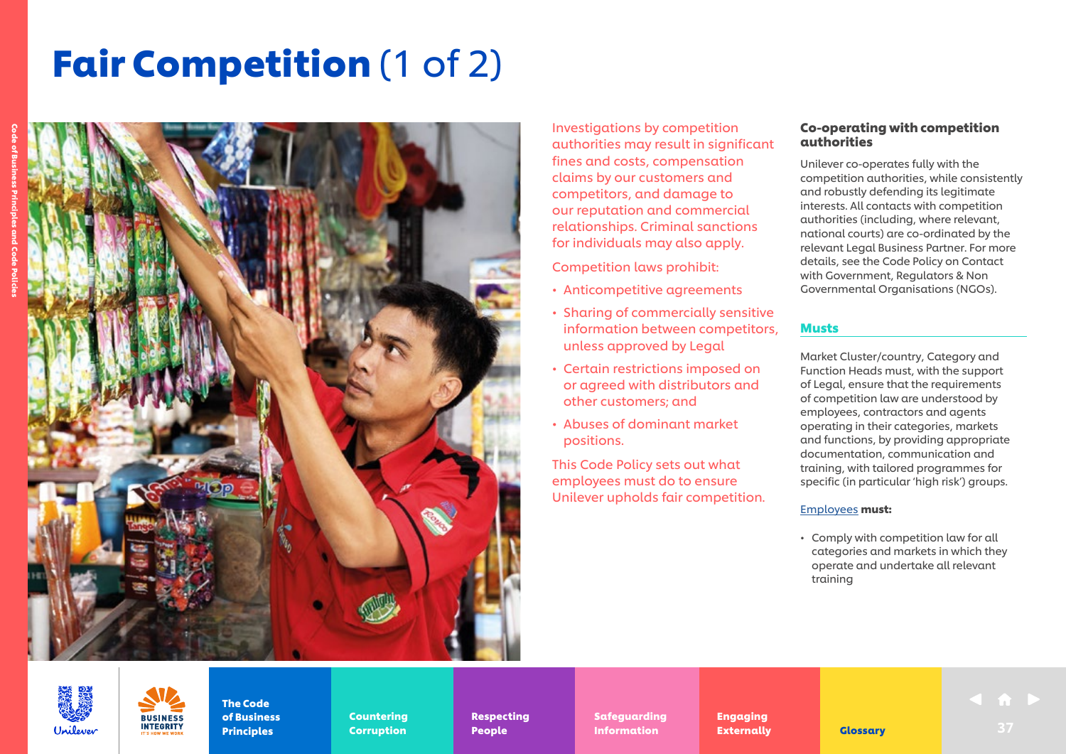# Fair Competition (1 of 2)

Investigations by competition authorities may result in significant fines and costs, compensation claims by our customers and competitors, and damage to our reputation and commercial relationships. Criminal sanctions for individuals may also apply.

Competition laws prohibit:

- Anticompetitive agreements
- Sharing of commercially sensitive information between competitors, unless approved by Legal
- Certain restrictions imposed on or agreed with distributors and other customers; and
- Abuses of dominant market positions.

This Code Policy sets out what employees must do to ensure Unilever upholds fair competition.

### Co-operating with competition authorities

Unilever co-operates fully with the competition authorities, while consistently and robustly defending its legitimate interests. All contacts with competition authorities (including, where relevant, national courts) are co-ordinated by the relevant Legal Business Partner. For more details, see the Code Policy on Contact with Government, Regulators & Non Governmental Organisations (NGOs).

## Musts

Market Cluster/country, Category and Function Heads must, with the support of Legal, ensure that the requirements of competition law are understood by employees, contractors and agents operating in their categories, markets and functions, by providing appropriate documentation, communication and training, with tailored programmes for specific (in particular 'high risk') groups.

Employees **must:**

- Comply with competition law for all categories and markets in which they operate and undertake all relevant training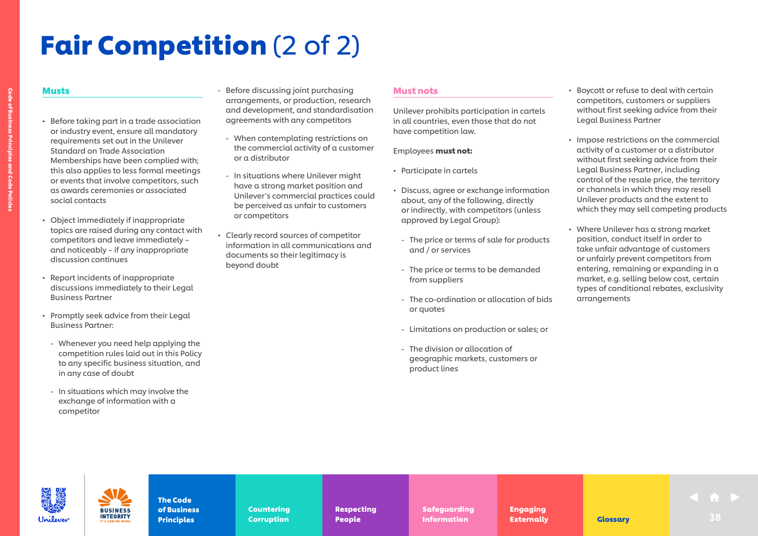# **Fair Competition** (2 of 2)

## Musts

- Before taking part in a trade association or industry event, ensure all mandatory requirements set out in the Unilever Standard on Trade Association Memberships have been complied with; this also applies to less formal meetings or events that involve competitors, such as awards ceremonies or associated social contacts
- Object immediately if inappropriate topics are raised during any contact with competitors and leave immediately – and noticeably – if any inappropriate discussion continues
- Report incidents of inappropriate discussions immediately to their Legal Business Partner
- Promptly seek advice from their Legal Business Partner:
  - Whenever you need help applying the competition rules laid out in this Policy to any specific business situation, and in any case of doubt
  - In situations which may involve the exchange of information with a competitor
  - Before discussing joint purchasing arrangements, or production, research and development, and standardisation agreements with any competitors
  - When contemplating restrictions on the commercial activity of a customer or a distributor
  - In situations where Unilever might have a strong market position and Unilever's commercial practices could be perceived as unfair to customers or competitors
- Clearly record sources of competitor information in all communications and documents so their legitimacy is beyond doubt

## Must nots

Unilever prohibits participation in cartels in all countries, even those that do not have competition law.

Employees **must not:**

- Participate in cartels
- Discuss, agree or exchange information about, any of the following, directly or indirectly, with competitors (unless approved by Legal Group):
  - The price or terms of sale for products and / or services
  - The price or terms to be demanded from suppliers
  - The co-ordination or allocation of bids or quotes
  - Limitations on production or sales; or
  - The division or allocation of geographic markets, customers or product lines
- Boycott or refuse to deal with certain competitors, customers or suppliers without first seeking advice from their Legal Business Partner
- Impose restrictions on the commercial activity of a customer or a distributor without first seeking advice from their Legal Business Partner, including control of the resale price, the territory or channels in which they may resell Unilever products and the extent to which they may sell competing products
- Where Unilever has a strong market position, conduct itself in order to take unfair advantage of customers or unfairly prevent competitors from entering, remaining or expanding in a market, e.g. selling below cost, certain types of conditional rebates, exclusivity arrangements